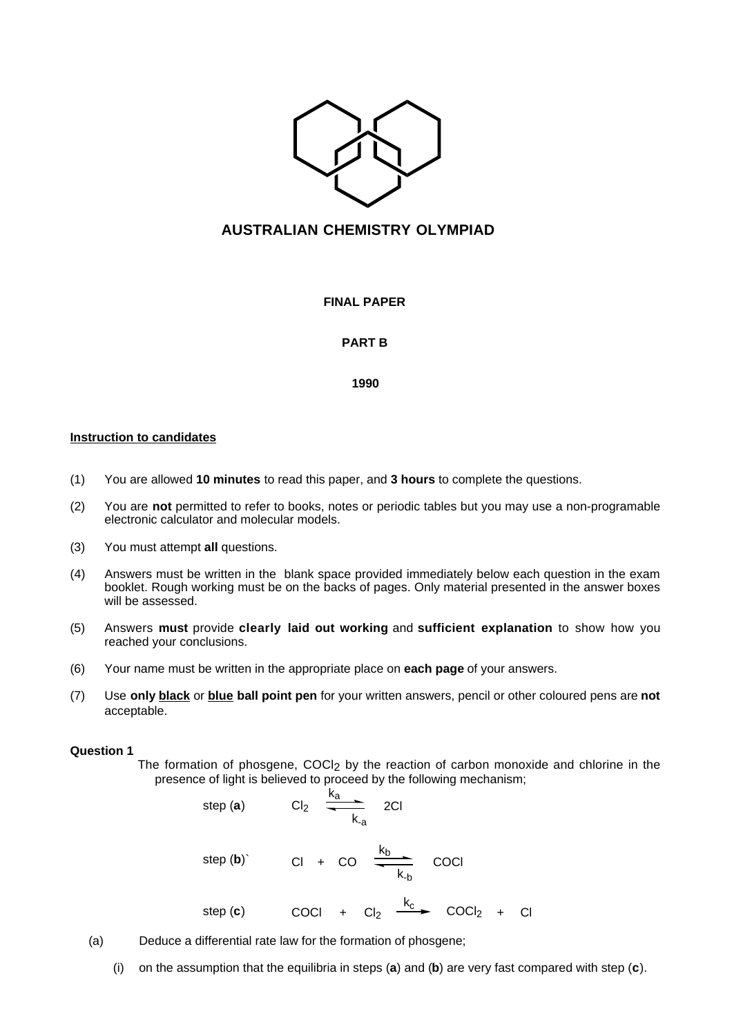# AUSTRALIAN CHEMISTRY OLYMPIAD

**FINAL PAPER**

**PART B**

**1990**

**Instruction to candidates**

(1) You are allowed **10 minutes** to read this paper, and **3 hours** to complete the questions.

(2) You are **not** permitted to refer to books, notes or periodic tables but you may use a non-programable electronic calculator and molecular models.

(3) You must attempt **all** questions.

(4) Answers must be written in the blank space provided immediately below each question in the exam booklet. Rough working must be on the backs of pages. Only material presented in the answer boxes will be assessed.

(5) Answers **must** provide **clearly laid out working** and **sufficient explanation** to show how you reached your conclusions.

(6) Your name must be written in the appropriate place on **each page** of your answers.

(7) Use **only black** or **blue ball point pen** for your written answers, pencil or other coloured pens are **not** acceptable.

**Question 1**

The formation of phosgene, $COCl_2$ by the reaction of carbon monoxide and chlorine in the presence of light is believed to proceed by the following mechanism;

step (**a**) $$Cl_2 \underset{k_{-a}}{\overset{k_a}{\rightleftharpoons}} 2Cl$$

step (**b**)` $$Cl + CO \underset{k_{-b}}{\overset{k_b}{\rightleftharpoons}} COCl$$

step (**c**) $$COCl + Cl_2 \xrightarrow{k_c} COCl_2 + Cl$$

(a) Deduce a differential rate law for the formation of phosgene;

(i) on the assumption that the equilibria in steps (**a**) and (**b**) are very fast compared with step (**c**).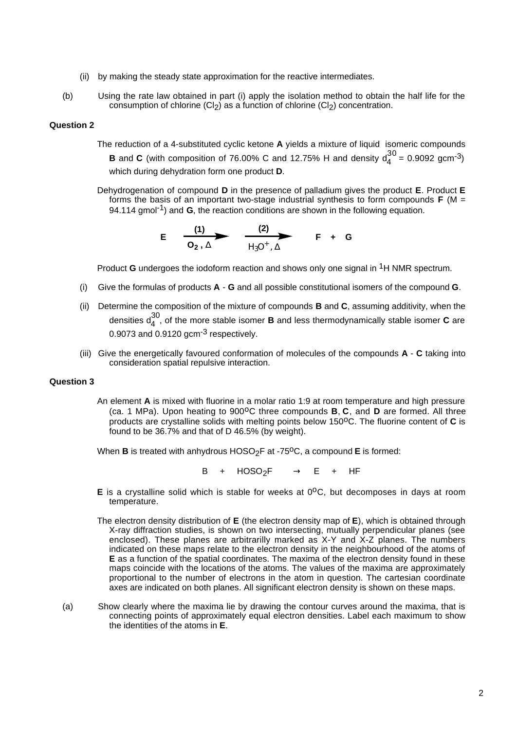(ii) by making the steady state approximation for the reactive intermediates.

(b) Using the rate law obtained in part (i) apply the isolation method to obtain the half life for the consumption of chlorine ($Cl_2$) as a function of chlorine ($Cl_2$) concentration.

**Question 2**

The reduction of a 4-substituted cyclic ketone **A** yields a mixture of liquid isomeric compounds **B** and **C** (with composition of 76.00% C and 12.75% H and density $d_4^{30}$ = 0.9092 gcm$^{-3}$) which during dehydration form one product **D**.

Dehydrogenation of compound **D** in the presence of palladium gives the product **E**. Product **E** forms the basis of an important two-stage industrial synthesis to form compounds **F** (M = 94.114 gmol$^{-1}$) and **G**, the reaction conditions are shown in the following equation.

$$\mathbf{E} \xrightarrow[O_2,\ \Delta]{(1)} \xrightarrow[H_3O^+,\ \Delta]{(2)} \mathbf{F} + \mathbf{G}$$

Product **G** undergoes the iodoform reaction and shows only one signal in $^1$H NMR spectrum.

(i) Give the formulas of products **A** - **G** and all possible constitutional isomers of the compound **G**.

(ii) Determine the composition of the mixture of compounds **B** and **C**, assuming additivity, when the densities $d_4^{30}$, of the more stable isomer **B** and less thermodynamically stable isomer **C** are 0.9073 and 0.9120 gcm$^{-3}$ respectively.

(iii) Give the energetically favoured conformation of molecules of the compounds **A** - **C** taking into consideration spatial repulsive interaction.

**Question 3**

An element **A** is mixed with fluorine in a molar ratio 1:9 at room temperature and high pressure (ca. 1 MPa). Upon heating to 900$^o$C three compounds **B**, **C**, and **D** are formed. All three products are crystalline solids with melting points below 150$^o$C. The fluorine content of **C** is found to be 36.7% and that of D 46.5% (by weight).

When **B** is treated with anhydrous $HOSO_2F$ at -75$^o$C, a compound **E** is formed:

$$B + HOSO_2F \rightarrow E + HF$$

**E** is a crystalline solid which is stable for weeks at 0$^o$C, but decomposes in days at room temperature.

The electron density distribution of **E** (the electron density map of **E**), which is obtained through X-ray diffraction studies, is shown on two intersecting, mutually perpendicular planes (see enclosed). These planes are arbitrarilly marked as X-Y and X-Z planes. The numbers indicated on these maps relate to the electron density in the neighbourhood of the atoms of **E** as a function of the spatial coordinates. The maxima of the electron density found in these maps coincide with the locations of the atoms. The values of the maxima are approximately proportional to the number of electrons in the atom in question. The cartesian coordinate axes are indicated on both planes. All significant electron density is shown on these maps.

(a) Show clearly where the maxima lie by drawing the contour curves around the maxima, that is connecting points of approximately equal electron densities. Label each maximum to show the identities of the atoms in **E**.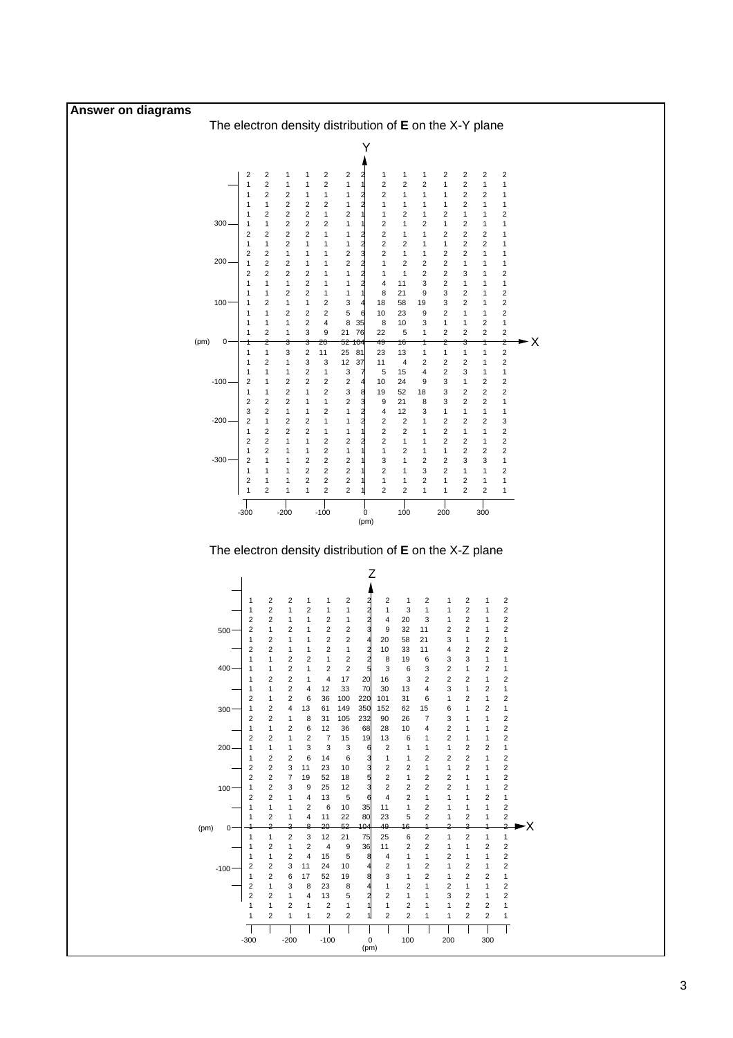**Answer on diagrams**

The electron density distribution of **E** on the X-Y plane

| Y (pm) | | | | | | | | | | | | | | |
|---|---|---|---|---|---|---|---|---|---|---|---|---|---|---|
| | 2 | 2 | 1 | 1 | 2 | 2 | 2 | 1 | 1 | 1 | 2 | 2 | 2 | 2 |
| | 1 | 2 | 1 | 1 | 2 | 1 | 1 | 2 | 2 | 2 | 1 | 2 | 1 | 1 |
| | 1 | 2 | 2 | 1 | 1 | 1 | 2 | 2 | 1 | 1 | 1 | 2 | 2 | 1 |
| | 1 | 1 | 2 | 2 | 2 | 1 | 2 | 1 | 1 | 1 | 1 | 2 | 1 | 1 |
| | 1 | 2 | 2 | 2 | 1 | 2 | 1 | 1 | 2 | 1 | 2 | 1 | 1 | 2 |
| 300 | 1 | 1 | 2 | 2 | 2 | 1 | 1 | 2 | 1 | 2 | 1 | 2 | 1 | 1 |
| | 2 | 2 | 2 | 2 | 1 | 1 | 2 | 2 | 1 | 1 | 2 | 2 | 2 | 1 |
| | 1 | 1 | 2 | 1 | 1 | 1 | 2 | 2 | 2 | 1 | 1 | 2 | 2 | 1 |
| | 2 | 2 | 1 | 1 | 1 | 2 | 3 | 2 | 1 | 1 | 2 | 2 | 1 | 1 |
| 200 | 1 | 2 | 2 | 1 | 1 | 2 | 2 | 1 | 2 | 2 | 2 | 1 | 1 | 1 |
| | 2 | 2 | 2 | 2 | 1 | 1 | 2 | 1 | 1 | 2 | 2 | 3 | 1 | 2 |
| | 1 | 1 | 1 | 2 | 1 | 1 | 2 | 4 | 11 | 3 | 2 | 1 | 1 | 1 |
| | 1 | 1 | 2 | 2 | 1 | 1 | 1 | 8 | 21 | 9 | 3 | 2 | 1 | 2 |
| 100 | 1 | 2 | 1 | 1 | 2 | 3 | 4 | 18 | 58 | 19 | 3 | 2 | 1 | 2 |
| | 1 | 1 | 2 | 2 | 2 | 5 | 6 | 10 | 23 | 9 | 2 | 1 | 1 | 2 |
| | 1 | 1 | 1 | 2 | 4 | 8 | 35 | 8 | 10 | 3 | 1 | 1 | 2 | 1 |
| | 1 | 2 | 1 | 3 | 9 | 21 | 76 | 22 | 5 | 1 | 2 | 2 | 2 | 2 |
| 0 | 1 | 2 | 3 | 3 | 20 | 52 | 104 | 49 | 16 | 1 | 2 | 3 | 1 | 2 |
| | 1 | 1 | 3 | 2 | 11 | 25 | 81 | 23 | 13 | 1 | 1 | 1 | 1 | 2 |
| | 1 | 2 | 1 | 3 | 3 | 12 | 37 | 11 | 4 | 2 | 2 | 2 | 1 | 2 |
| | 1 | 1 | 1 | 2 | 1 | 3 | 7 | 5 | 15 | 4 | 2 | 3 | 1 | 1 |
| -100 | 2 | 1 | 2 | 2 | 2 | 2 | 4 | 10 | 24 | 9 | 3 | 1 | 2 | 2 |
| | 1 | 1 | 2 | 1 | 2 | 3 | 8 | 19 | 52 | 18 | 3 | 2 | 2 | 2 |
| | 2 | 2 | 2 | 1 | 1 | 2 | 3 | 9 | 21 | 8 | 3 | 2 | 2 | 1 |
| | 3 | 2 | 1 | 1 | 2 | 1 | 2 | 4 | 12 | 3 | 1 | 1 | 1 | 1 |
| -200 | 2 | 1 | 2 | 2 | 1 | 1 | 2 | 2 | 2 | 1 | 2 | 2 | 2 | 3 |
| | 1 | 2 | 2 | 2 | 1 | 1 | 1 | 2 | 2 | 1 | 2 | 1 | 1 | 2 |
| | 2 | 2 | 1 | 1 | 2 | 2 | 2 | 2 | 1 | 1 | 2 | 2 | 1 | 2 |
| | 1 | 2 | 1 | 1 | 2 | 1 | 1 | 1 | 2 | 1 | 1 | 2 | 2 | 2 |
| -300 | 2 | 1 | 1 | 2 | 2 | 2 | 1 | 3 | 1 | 2 | 2 | 3 | 3 | 1 |
| | 1 | 1 | 1 | 2 | 2 | 2 | 1 | 2 | 1 | 3 | 2 | 1 | 1 | 2 |
| | 2 | 1 | 1 | 2 | 2 | 2 | 1 | 1 | 1 | 2 | 1 | 2 | 1 | 1 |
| | 1 | 2 | 1 | 1 | 2 | 2 | 1 | 2 | 2 | 1 | 1 | 2 | 2 | 1 |

X axis (pm): -300, -200, -100, 0, 100, 200, 300

The electron density distribution of **E** on the X-Z plane

| Z (pm) | | | | | | | | | | | | | | |
|---|---|---|---|---|---|---|---|---|---|---|---|---|---|---|
| | 1 | 2 | 2 | 1 | 1 | 2 | 2 | 2 | 1 | 2 | 1 | 2 | 1 | 2 |
| | 1 | 2 | 1 | 2 | 1 | 1 | 2 | 1 | 3 | 1 | 1 | 2 | 1 | 2 |
| | 2 | 2 | 1 | 1 | 2 | 1 | 2 | 4 | 20 | 3 | 1 | 2 | 1 | 2 |
| 500 | 2 | 1 | 2 | 1 | 2 | 2 | 3 | 9 | 32 | 11 | 2 | 2 | 1 | 2 |
| | 1 | 2 | 1 | 1 | 2 | 2 | 4 | 20 | 58 | 21 | 3 | 1 | 2 | 1 |
| | 2 | 2 | 1 | 1 | 2 | 1 | 2 | 10 | 33 | 11 | 4 | 2 | 2 | 2 |
| | 1 | 1 | 2 | 2 | 1 | 2 | 2 | 8 | 19 | 6 | 3 | 3 | 1 | 1 |
| 400 | 1 | 1 | 2 | 1 | 2 | 2 | 5 | 3 | 6 | 3 | 2 | 1 | 2 | 1 |
| | 1 | 2 | 2 | 1 | 4 | 17 | 20 | 16 | 3 | 2 | 2 | 2 | 1 | 2 |
| | 1 | 1 | 2 | 4 | 12 | 33 | 70 | 30 | 13 | 4 | 3 | 1 | 2 | 1 |
| | 2 | 1 | 2 | 6 | 36 | 100 | 220 | 101 | 31 | 6 | 1 | 2 | 1 | 2 |
| 300 | 1 | 2 | 4 | 13 | 61 | 149 | 350 | 152 | 62 | 15 | 6 | 1 | 2 | 1 |
| | 2 | 2 | 1 | 8 | 31 | 105 | 232 | 90 | 26 | 7 | 3 | 1 | 1 | 2 |
| | 1 | 1 | 2 | 6 | 12 | 36 | 68 | 28 | 10 | 4 | 2 | 1 | 1 | 2 |
| | 2 | 2 | 1 | 2 | 7 | 15 | 19 | 13 | 6 | 1 | 2 | 1 | 1 | 2 |
| 200 | 1 | 1 | 1 | 3 | 3 | 3 | 6 | 2 | 1 | 1 | 1 | 2 | 2 | 1 |
| | 1 | 2 | 2 | 6 | 14 | 6 | 3 | 1 | 1 | 2 | 2 | 2 | 1 | 2 |
| | 2 | 2 | 3 | 11 | 23 | 10 | 3 | 2 | 2 | 1 | 1 | 2 | 1 | 2 |
| | 2 | 2 | 7 | 19 | 52 | 18 | 5 | 2 | 1 | 2 | 2 | 1 | 1 | 2 |
| 100 | 1 | 2 | 3 | 9 | 25 | 12 | 3 | 2 | 2 | 2 | 2 | 1 | 1 | 2 |
| | 2 | 2 | 1 | 4 | 13 | 5 | 6 | 4 | 2 | 1 | 1 | 1 | 2 | 1 |
| | 1 | 1 | 1 | 2 | 6 | 10 | 35 | 11 | 1 | 2 | 1 | 1 | 1 | 2 |
| | 1 | 2 | 1 | 4 | 11 | 22 | 80 | 23 | 5 | 2 | 1 | 2 | 1 | 2 |
| 0 | 1 | 2 | 3 | 8 | 20 | 52 | 104 | 49 | 16 | 1 | 2 | 3 | 1 | 2 |
| | 1 | 1 | 2 | 3 | 12 | 21 | 75 | 25 | 6 | 2 | 1 | 2 | 1 | 1 |
| | 1 | 2 | 1 | 2 | 4 | 9 | 36 | 11 | 2 | 2 | 1 | 1 | 2 | 2 |
| | 1 | 1 | 2 | 4 | 15 | 5 | 8 | 4 | 1 | 1 | 2 | 1 | 1 | 2 |
| -100 | 2 | 2 | 3 | 11 | 24 | 10 | 4 | 2 | 1 | 2 | 1 | 2 | 1 | 2 |
| | 1 | 2 | 6 | 17 | 52 | 19 | 8 | 3 | 1 | 2 | 1 | 2 | 2 | 1 |
| | 2 | 1 | 3 | 8 | 23 | 8 | 4 | 1 | 2 | 1 | 2 | 1 | 1 | 2 |
| | 2 | 2 | 1 | 4 | 13 | 5 | 2 | 2 | 1 | 1 | 3 | 2 | 1 | 2 |
| | 1 | 1 | 2 | 1 | 2 | 1 | 1 | 1 | 2 | 1 | 1 | 2 | 2 | 1 |
| | 1 | 2 | 1 | 1 | 2 | 2 | 1 | 2 | 2 | 1 | 1 | 2 | 2 | 1 |

X axis (pm): -300, -200, -100, 0, 100, 200, 300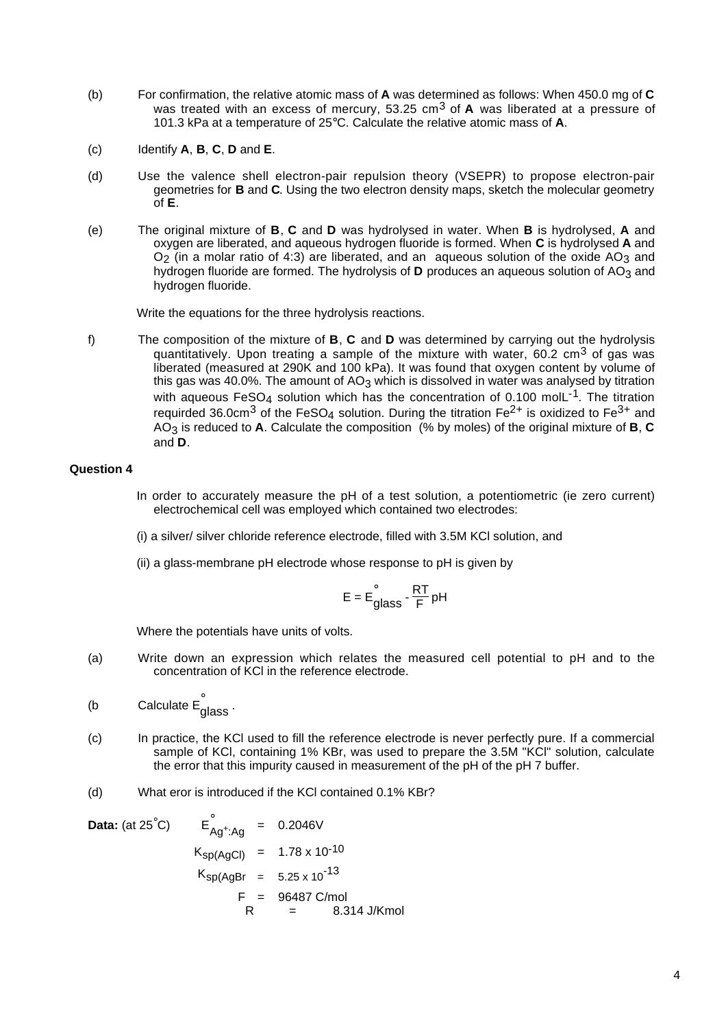(b) For confirmation, the relative atomic mass of **A** was determined as follows: When 450.0 mg of **C** was treated with an excess of mercury, 53.25 $cm^3$ of **A** was liberated at a pressure of 101.3 kPa at a temperature of 25°C. Calculate the relative atomic mass of **A**.

(c) Identify **A**, **B**, **C**, **D** and **E**.

(d) Use the valence shell electron-pair repulsion theory (VSEPR) to propose electron-pair geometries for **B** and **C**. Using the two electron density maps, sketch the molecular geometry of **E**.

(e) The original mixture of **B**, **C** and **D** was hydrolysed in water. When **B** is hydrolysed, **A** and oxygen are liberated, and aqueous hydrogen fluoride is formed. When **C** is hydrolysed **A** and $O_2$ (in a molar ratio of 4:3) are liberated, and an aqueous solution of the oxide $AO_3$ and hydrogen fluoride are formed. The hydrolysis of **D** produces an aqueous solution of $AO_3$ and hydrogen fluoride.

Write the equations for the three hydrolysis reactions.

f) The composition of the mixture of **B**, **C** and **D** was determined by carrying out the hydrolysis quantitatively. Upon treating a sample of the mixture with water, 60.2 $cm^3$ of gas was liberated (measured at 290K and 100 kPa). It was found that oxygen content by volume of this gas was 40.0%. The amount of $AO_3$ which is dissolved in water was analysed by titration with aqueous $FeSO_4$ solution which has the concentration of 0.100 $molL^{-1}$. The titration requirded 36.0$cm^3$ of the $FeSO_4$ solution. During the titration $Fe^{2+}$ is oxidized to $Fe^{3+}$ and $AO_3$ is reduced to **A**. Calculate the composition (% by moles) of the original mixture of **B**, **C** and **D**.

### Question 4

In order to accurately measure the pH of a test solution, a potentiometric (ie zero current) electrochemical cell was employed which contained two electrodes:

(i) a silver/ silver chloride reference electrode, filled with 3.5M KCl solution, and

(ii) a glass-membrane pH electrode whose response to pH is given by

$$E = E^{\circ}_{glass} - \frac{RT}{F}\,pH$$

Where the potentials have units of volts.

(a) Write down an expression which relates the measured cell potential to pH and to the concentration of KCl in the reference electrode.

(b Calculate $E^{\circ}_{glass}$.

(c) In practice, the KCl used to fill the reference electrode is never perfectly pure. If a commercial sample of KCl, containing 1% KBr, was used to prepare the 3.5M "KCl" solution, calculate the error that this impurity caused in measurement of the pH of the pH 7 buffer.

(d) What eror is introduced if the KCl contained 0.1% KBr?

**Data:** (at 25°C)

$E^{\circ}_{Ag^+:Ag}$ = 0.2046V

$K_{sp(AgCl)}$ = 1.78 x $10^{-10}$

$K_{sp(AgBr}$ = 5.25 x $10^{-13}$

F = 96487 C/mol

R = 8.314 J/Kmol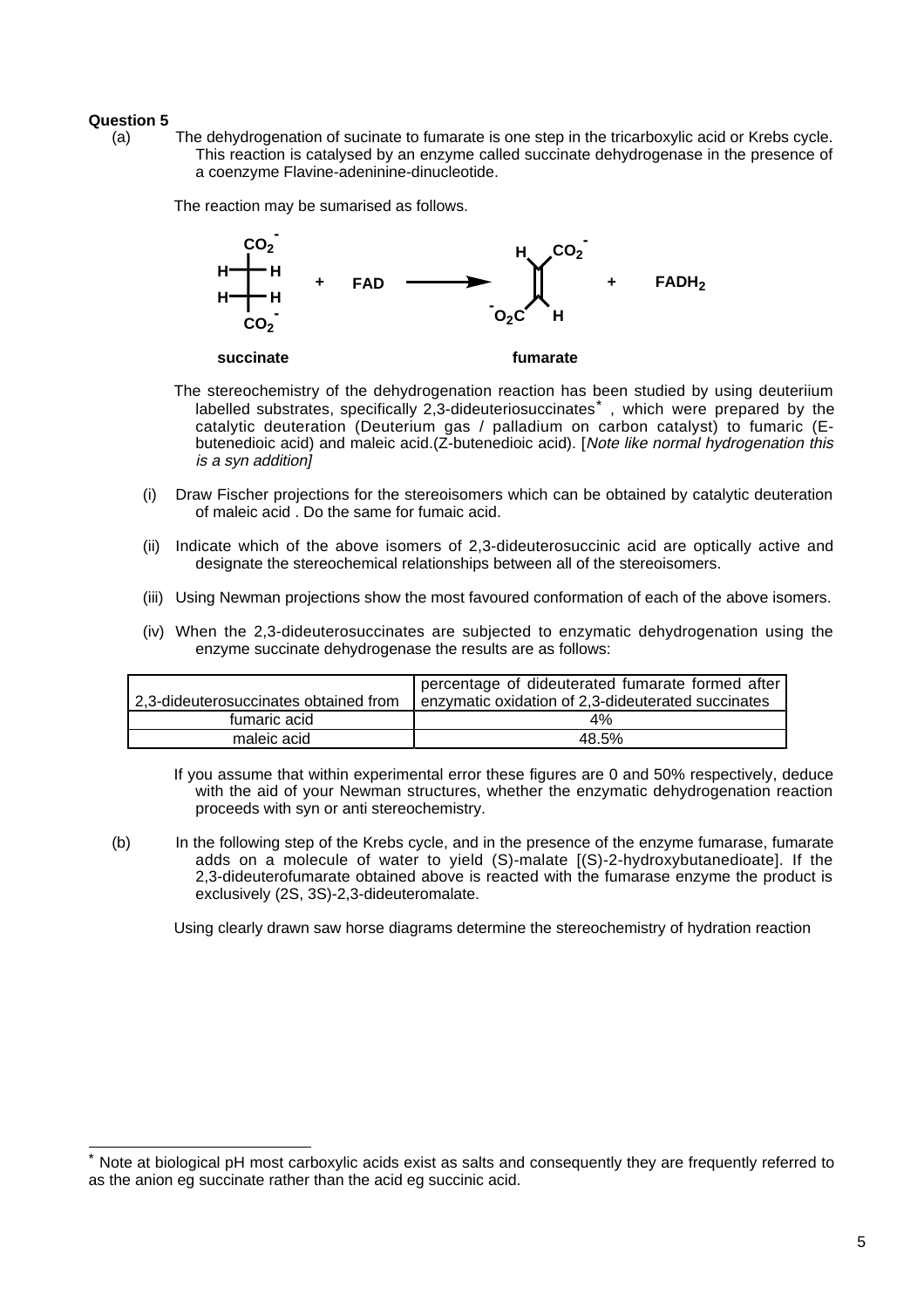**Question 5**

(a) The dehydrogenation of sucinate to fumarate is one step in the tricarboxylic acid or Krebs cycle. This reaction is catalysed by an enzyme called succinate dehydrogenase in the presence of a coenzyme Flavine-adeninine-dinucleotide.

The reaction may be sumarised as follows.

$CO_2^-$
H—+—H
H—+—H
$CO_2^-$

\+ FAD ⟶

H $CO_2^-$
$^-O_2C$ H

\+ $FADH_2$

succinate fumarate

The stereochemistry of the dehydrogenation reaction has been studied by using deuteriium labelled substrates, specifically 2,3-dideuteriosuccinates* , which were prepared by the catalytic deuteration (Deuterium gas / palladium on carbon catalyst) to fumaric (E-butenedioic acid) and maleic acid.(Z-butenedioic acid). [*Note like normal hydrogenation this is a syn addition]*

(i) Draw Fischer projections for the stereoisomers which can be obtained by catalytic deuteration of maleic acid . Do the same for fumaic acid.

(ii) Indicate which of the above isomers of 2,3-dideuterosuccinic acid are optically active and designate the stereochemical relationships between all of the stereoisomers.

(iii) Using Newman projections show the most favoured conformation of each of the above isomers.

(iv) When the 2,3-dideuterosuccinates are subjected to enzymatic dehydrogenation using the enzyme succinate dehydrogenase the results are as follows:

| 2,3-dideuterosuccinates obtained from | percentage of dideuterated fumarate formed after enzymatic oxidation of 2,3-dideuterated succinates |
|---|---|
| fumaric acid | 4% |
| maleic acid | 48.5% |

If you assume that within experimental error these figures are 0 and 50% respectively, deduce with the aid of your Newman structures, whether the enzymatic dehydrogenation reaction proceeds with syn or anti stereochemistry.

(b) In the following step of the Krebs cycle, and in the presence of the enzyme fumarase, fumarate adds on a molecule of water to yield (S)-malate [(S)-2-hydroxybutanedioate]. If the 2,3-dideuterofumarate obtained above is reacted with the fumarase enzyme the product is exclusively (2S, 3S)-2,3-dideuteromalate.

Using clearly drawn saw horse diagrams determine the stereochemistry of hydration reaction

---

* Note at biological pH most carboxylic acids exist as salts and consequently they are frequently referred to as the anion eg succinate rather than the acid eg succinic acid.